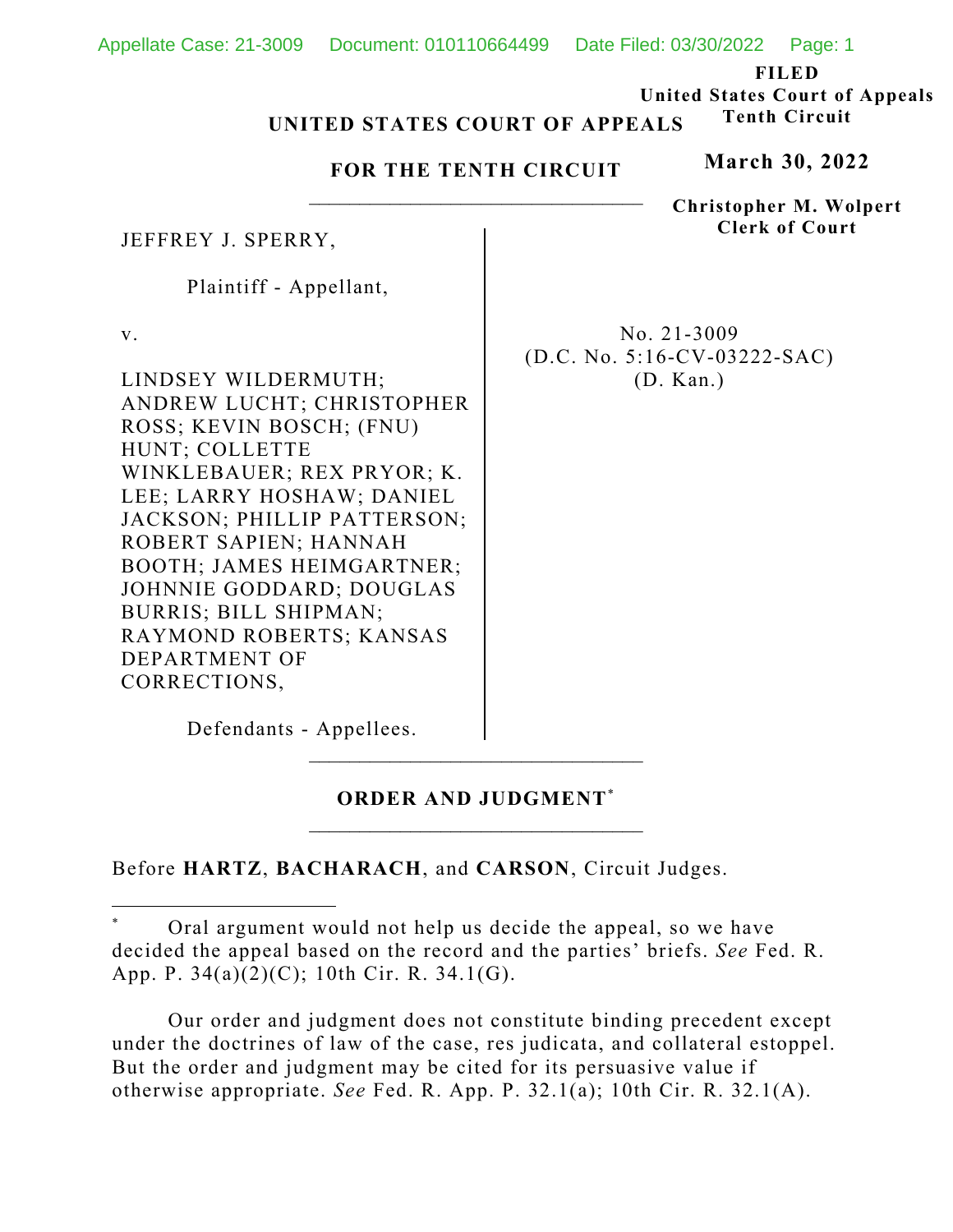**FILED**
**United States Court of Appeals**
**Tenth Circuit**

**March 30, 2022**

**Christopher M. Wolpert**
**Clerk of Court**

**UNITED STATES COURT OF APPEALS**

**FOR THE TENTH CIRCUIT**

---

JEFFREY J. SPERRY,

Plaintiff - Appellant,

v.

LINDSEY WILDERMUTH; ANDREW LUCHT; CHRISTOPHER ROSS; KEVIN BOSCH; (FNU) HUNT; COLLETTE WINKLEBAUER; REX PRYOR; K. LEE; LARRY HOSHAW; DANIEL JACKSON; PHILLIP PATTERSON; ROBERT SAPIEN; HANNAH BOOTH; JAMES HEIMGARTNER; JOHNNIE GODDARD; DOUGLAS BURRIS; BILL SHIPMAN; RAYMOND ROBERTS; KANSAS DEPARTMENT OF CORRECTIONS,

Defendants - Appellees.

No. 21-3009
(D.C. No. 5:16-CV-03222-SAC)
(D. Kan.)

---

**ORDER AND JUDGMENT***

---

Before **HARTZ**, **BACHARACH**, and **CARSON**, Circuit Judges.

---

\* Oral argument would not help us decide the appeal, so we have decided the appeal based on the record and the parties' briefs. *See* Fed. R. App. P. 34(a)(2)(C); 10th Cir. R. 34.1(G).

Our order and judgment does not constitute binding precedent except under the doctrines of law of the case, res judicata, and collateral estoppel. But the order and judgment may be cited for its persuasive value if otherwise appropriate. *See* Fed. R. App. P. 32.1(a); 10th Cir. R. 32.1(A).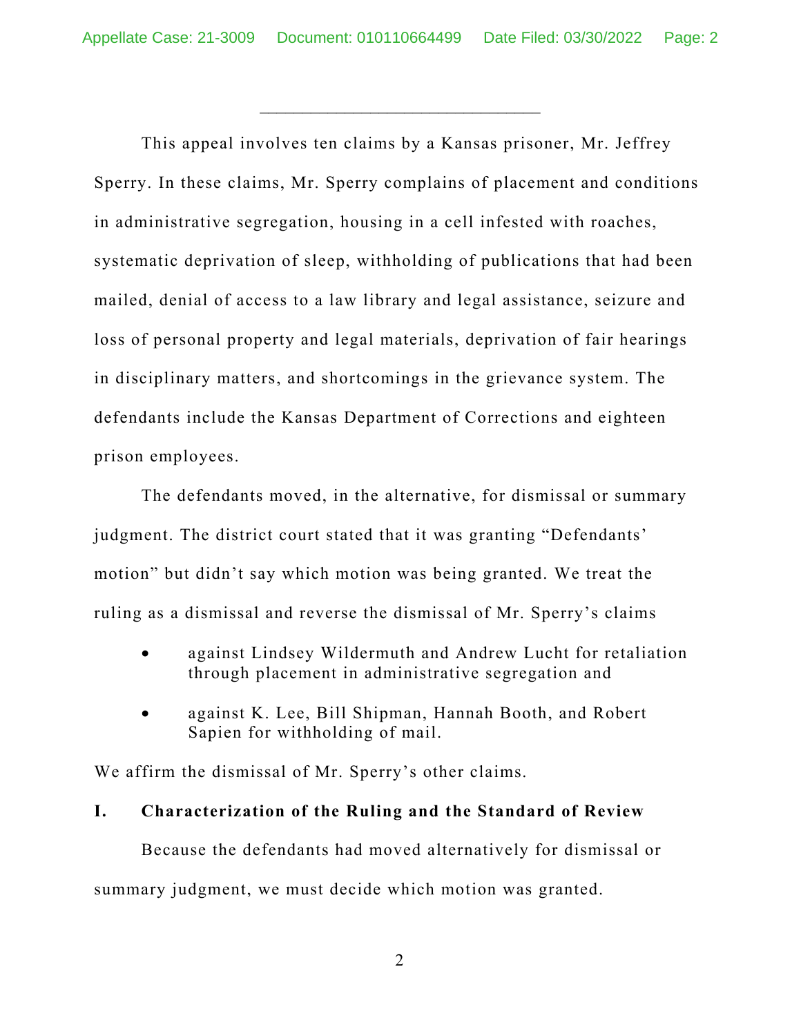This appeal involves ten claims by a Kansas prisoner, Mr. Jeffrey Sperry. In these claims, Mr. Sperry complains of placement and conditions in administrative segregation, housing in a cell infested with roaches, systematic deprivation of sleep, withholding of publications that had been mailed, denial of access to a law library and legal assistance, seizure and loss of personal property and legal materials, deprivation of fair hearings in disciplinary matters, and shortcomings in the grievance system. The defendants include the Kansas Department of Corrections and eighteen prison employees.

The defendants moved, in the alternative, for dismissal or summary judgment. The district court stated that it was granting "Defendants' motion" but didn't say which motion was being granted. We treat the ruling as a dismissal and reverse the dismissal of Mr. Sperry's claims

- against Lindsey Wildermuth and Andrew Lucht for retaliation through placement in administrative segregation and
- against K. Lee, Bill Shipman, Hannah Booth, and Robert Sapien for withholding of mail.

We affirm the dismissal of Mr. Sperry's other claims.

## I. Characterization of the Ruling and the Standard of Review

Because the defendants had moved alternatively for dismissal or summary judgment, we must decide which motion was granted.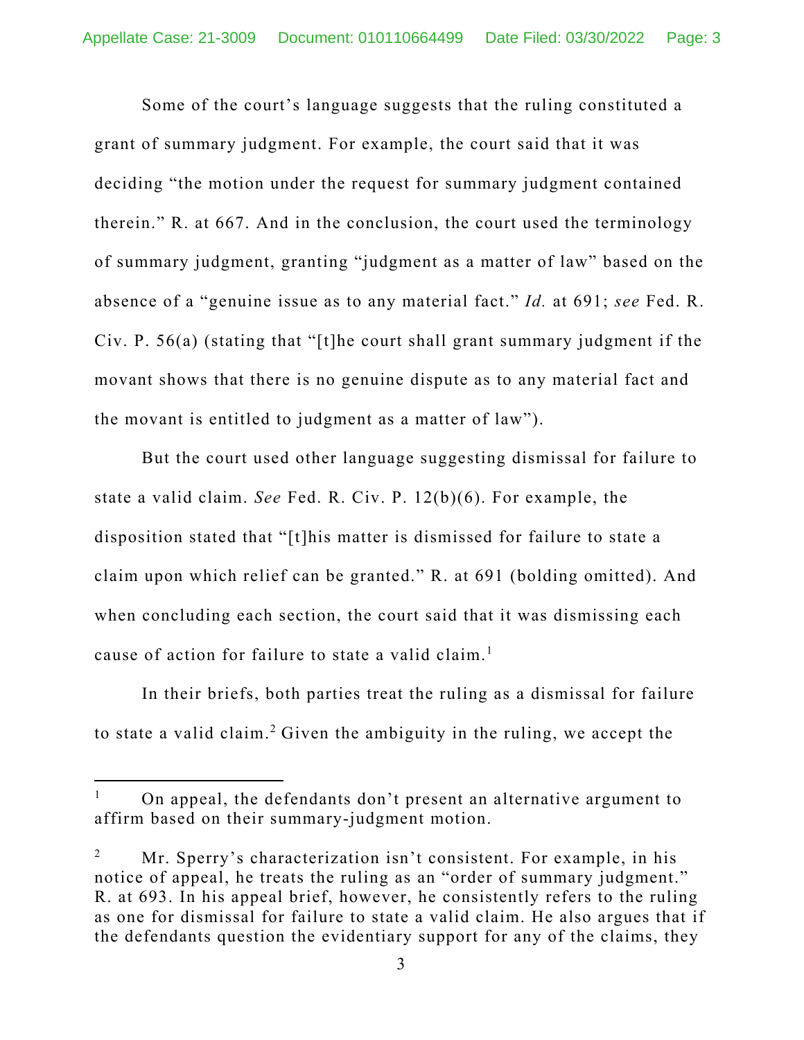Some of the court's language suggests that the ruling constituted a grant of summary judgment. For example, the court said that it was deciding "the motion under the request for summary judgment contained therein." R. at 667. And in the conclusion, the court used the terminology of summary judgment, granting "judgment as a matter of law" based on the absence of a "genuine issue as to any material fact." *Id.* at 691; *see* Fed. R. Civ. P. 56(a) (stating that "[t]he court shall grant summary judgment if the movant shows that there is no genuine dispute as to any material fact and the movant is entitled to judgment as a matter of law").

But the court used other language suggesting dismissal for failure to state a valid claim. *See* Fed. R. Civ. P. 12(b)(6). For example, the disposition stated that "[t]his matter is dismissed for failure to state a claim upon which relief can be granted." R. at 691 (bolding omitted). And when concluding each section, the court said that it was dismissing each cause of action for failure to state a valid claim.[1]

In their briefs, both parties treat the ruling as a dismissal for failure to state a valid claim.[2] Given the ambiguity in the ruling, we accept the

---

[1] On appeal, the defendants don't present an alternative argument to affirm based on their summary-judgment motion.

[2] Mr. Sperry's characterization isn't consistent. For example, in his notice of appeal, he treats the ruling as an "order of summary judgment." R. at 693. In his appeal brief, however, he consistently refers to the ruling as one for dismissal for failure to state a valid claim. He also argues that if the defendants question the evidentiary support for any of the claims, they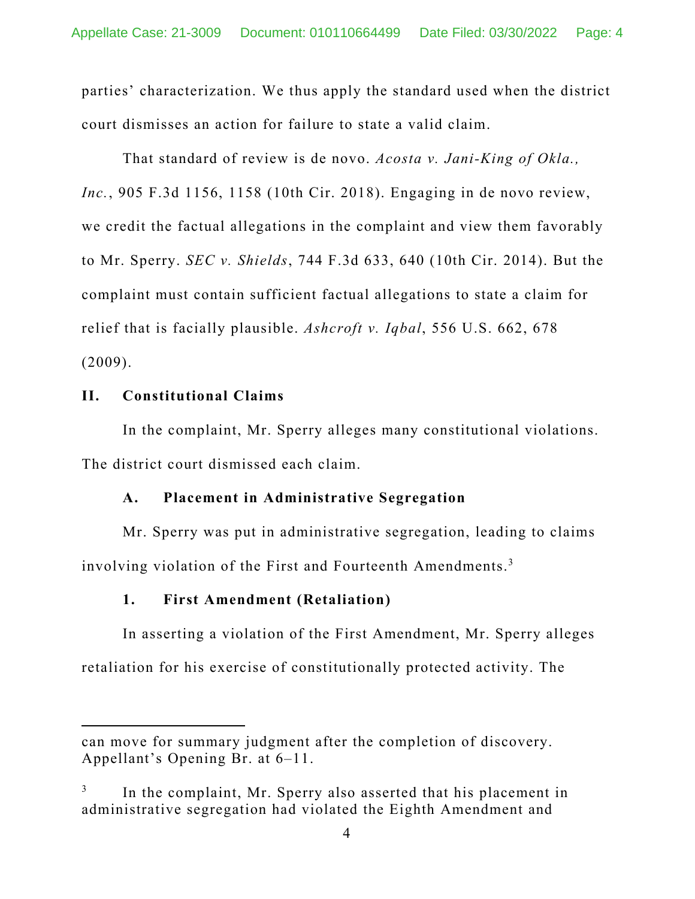parties' characterization. We thus apply the standard used when the district court dismisses an action for failure to state a valid claim.

That standard of review is de novo. *Acosta v. Jani-King of Okla., Inc.*, 905 F.3d 1156, 1158 (10th Cir. 2018). Engaging in de novo review, we credit the factual allegations in the complaint and view them favorably to Mr. Sperry. *SEC v. Shields*, 744 F.3d 633, 640 (10th Cir. 2014). But the complaint must contain sufficient factual allegations to state a claim for relief that is facially plausible. *Ashcroft v. Iqbal*, 556 U.S. 662, 678 (2009).

## II. Constitutional Claims

In the complaint, Mr. Sperry alleges many constitutional violations. The district court dismissed each claim.

### A. Placement in Administrative Segregation

Mr. Sperry was put in administrative segregation, leading to claims involving violation of the First and Fourteenth Amendments.[3]

#### 1. First Amendment (Retaliation)

In asserting a violation of the First Amendment, Mr. Sperry alleges retaliation for his exercise of constitutionally protected activity. The

---

can move for summary judgment after the completion of discovery. Appellant's Opening Br. at 6–11.

[3] In the complaint, Mr. Sperry also asserted that his placement in administrative segregation had violated the Eighth Amendment and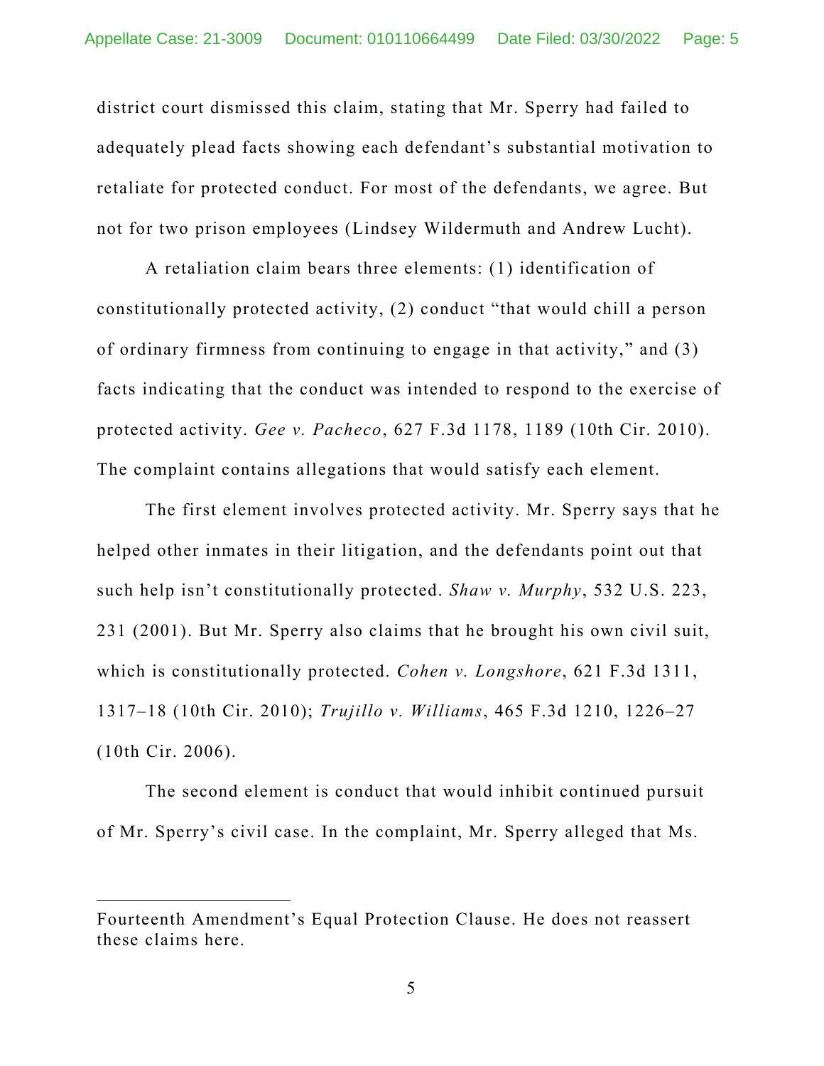district court dismissed this claim, stating that Mr. Sperry had failed to adequately plead facts showing each defendant's substantial motivation to retaliate for protected conduct. For most of the defendants, we agree. But not for two prison employees (Lindsey Wildermuth and Andrew Lucht).

A retaliation claim bears three elements: (1) identification of constitutionally protected activity, (2) conduct "that would chill a person of ordinary firmness from continuing to engage in that activity," and (3) facts indicating that the conduct was intended to respond to the exercise of protected activity. *Gee v. Pacheco*, 627 F.3d 1178, 1189 (10th Cir. 2010). The complaint contains allegations that would satisfy each element.

The first element involves protected activity. Mr. Sperry says that he helped other inmates in their litigation, and the defendants point out that such help isn't constitutionally protected. *Shaw v. Murphy*, 532 U.S. 223, 231 (2001). But Mr. Sperry also claims that he brought his own civil suit, which is constitutionally protected. *Cohen v. Longshore*, 621 F.3d 1311, 1317–18 (10th Cir. 2010); *Trujillo v. Williams*, 465 F.3d 1210, 1226–27 (10th Cir. 2006).

The second element is conduct that would inhibit continued pursuit of Mr. Sperry's civil case. In the complaint, Mr. Sperry alleged that Ms.

---

Fourteenth Amendment's Equal Protection Clause. He does not reassert these claims here.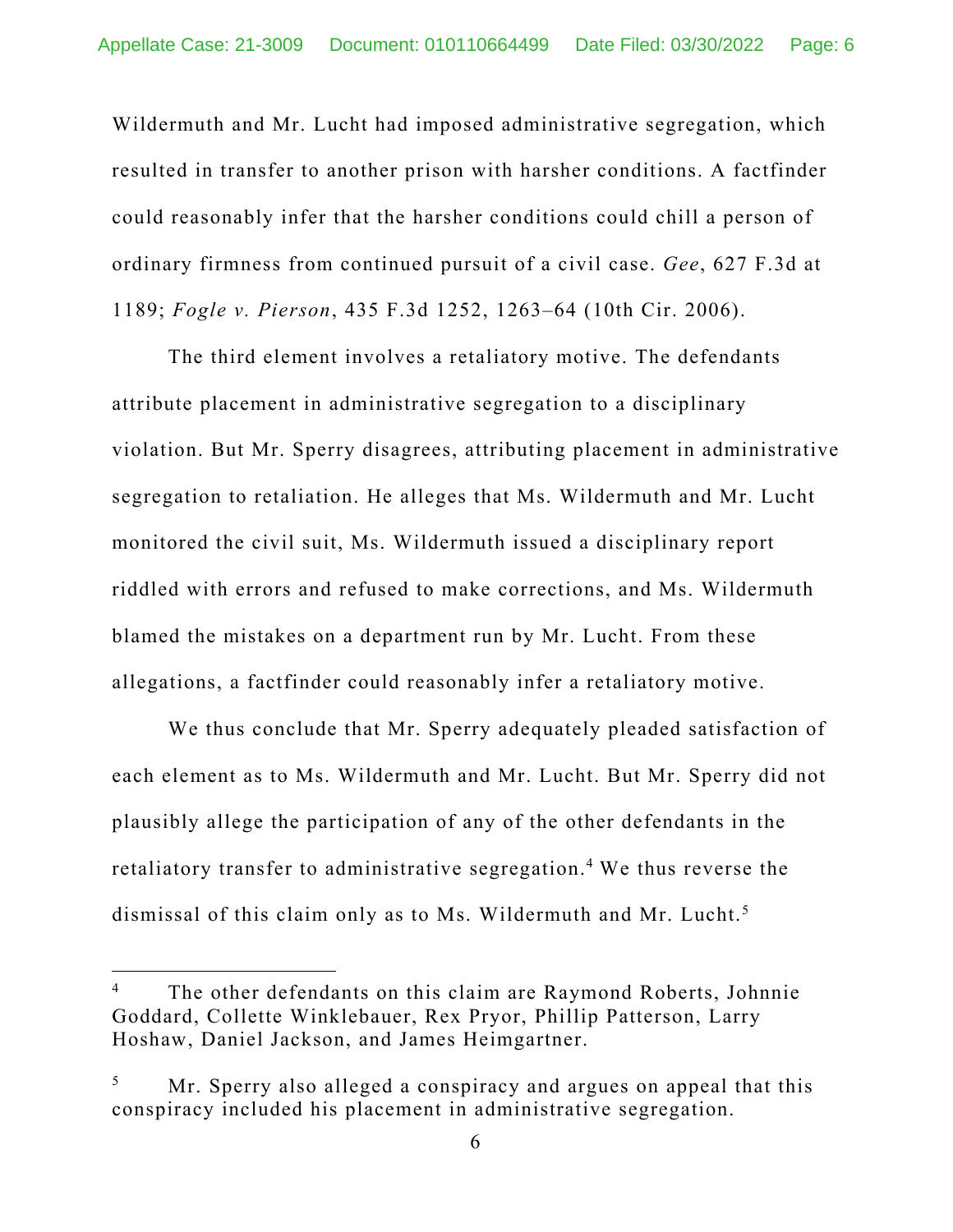Wildermuth and Mr. Lucht had imposed administrative segregation, which resulted in transfer to another prison with harsher conditions. A factfinder could reasonably infer that the harsher conditions could chill a person of ordinary firmness from continued pursuit of a civil case. *Gee*, 627 F.3d at 1189; *Fogle v. Pierson*, 435 F.3d 1252, 1263–64 (10th Cir. 2006).

The third element involves a retaliatory motive. The defendants attribute placement in administrative segregation to a disciplinary violation. But Mr. Sperry disagrees, attributing placement in administrative segregation to retaliation. He alleges that Ms. Wildermuth and Mr. Lucht monitored the civil suit, Ms. Wildermuth issued a disciplinary report riddled with errors and refused to make corrections, and Ms. Wildermuth blamed the mistakes on a department run by Mr. Lucht. From these allegations, a factfinder could reasonably infer a retaliatory motive.

We thus conclude that Mr. Sperry adequately pleaded satisfaction of each element as to Ms. Wildermuth and Mr. Lucht. But Mr. Sperry did not plausibly allege the participation of any of the other defendants in the retaliatory transfer to administrative segregation.[4] We thus reverse the dismissal of this claim only as to Ms. Wildermuth and Mr. Lucht.[5]

---

[4] The other defendants on this claim are Raymond Roberts, Johnnie Goddard, Collette Winklebauer, Rex Pryor, Phillip Patterson, Larry Hoshaw, Daniel Jackson, and James Heimgartner.

[5] Mr. Sperry also alleged a conspiracy and argues on appeal that this conspiracy included his placement in administrative segregation.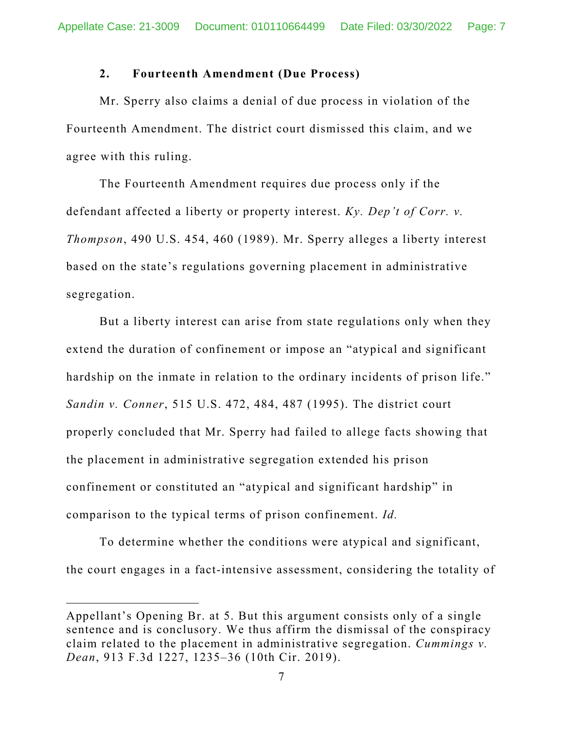### 2. Fourteenth Amendment (Due Process)

Mr. Sperry also claims a denial of due process in violation of the Fourteenth Amendment. The district court dismissed this claim, and we agree with this ruling.

The Fourteenth Amendment requires due process only if the defendant affected a liberty or property interest. *Ky. Dep't of Corr. v. Thompson*, 490 U.S. 454, 460 (1989). Mr. Sperry alleges a liberty interest based on the state's regulations governing placement in administrative segregation.

But a liberty interest can arise from state regulations only when they extend the duration of confinement or impose an "atypical and significant hardship on the inmate in relation to the ordinary incidents of prison life." *Sandin v. Conner*, 515 U.S. 472, 484, 487 (1995). The district court properly concluded that Mr. Sperry had failed to allege facts showing that the placement in administrative segregation extended his prison confinement or constituted an "atypical and significant hardship" in comparison to the typical terms of prison confinement. *Id.*

To determine whether the conditions were atypical and significant, the court engages in a fact-intensive assessment, considering the totality of

---

Appellant's Opening Br. at 5. But this argument consists only of a single sentence and is conclusory. We thus affirm the dismissal of the conspiracy claim related to the placement in administrative segregation. *Cummings v. Dean*, 913 F.3d 1227, 1235–36 (10th Cir. 2019).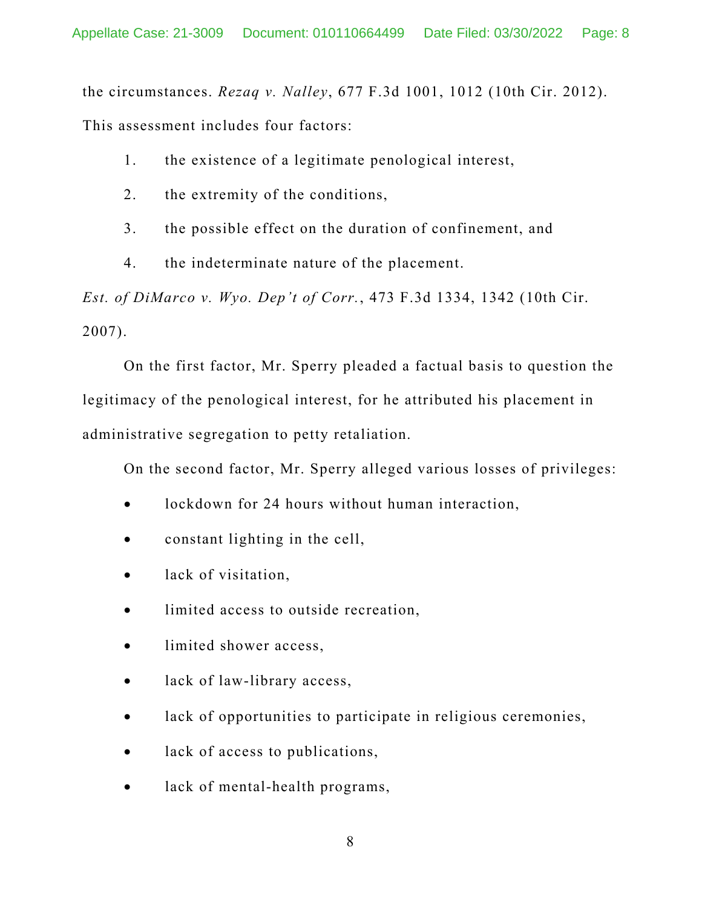the circumstances. *Rezaq v. Nalley*, 677 F.3d 1001, 1012 (10th Cir. 2012). This assessment includes four factors:

1. the existence of a legitimate penological interest,
2. the extremity of the conditions,
3. the possible effect on the duration of confinement, and
4. the indeterminate nature of the placement.

*Est. of DiMarco v. Wyo. Dep't of Corr.*, 473 F.3d 1334, 1342 (10th Cir. 2007).

On the first factor, Mr. Sperry pleaded a factual basis to question the legitimacy of the penological interest, for he attributed his placement in administrative segregation to petty retaliation.

On the second factor, Mr. Sperry alleged various losses of privileges:

- lockdown for 24 hours without human interaction,
- constant lighting in the cell,
- lack of visitation,
- limited access to outside recreation,
- limited shower access,
- lack of law-library access,
- lack of opportunities to participate in religious ceremonies,
- lack of access to publications,
- lack of mental-health programs,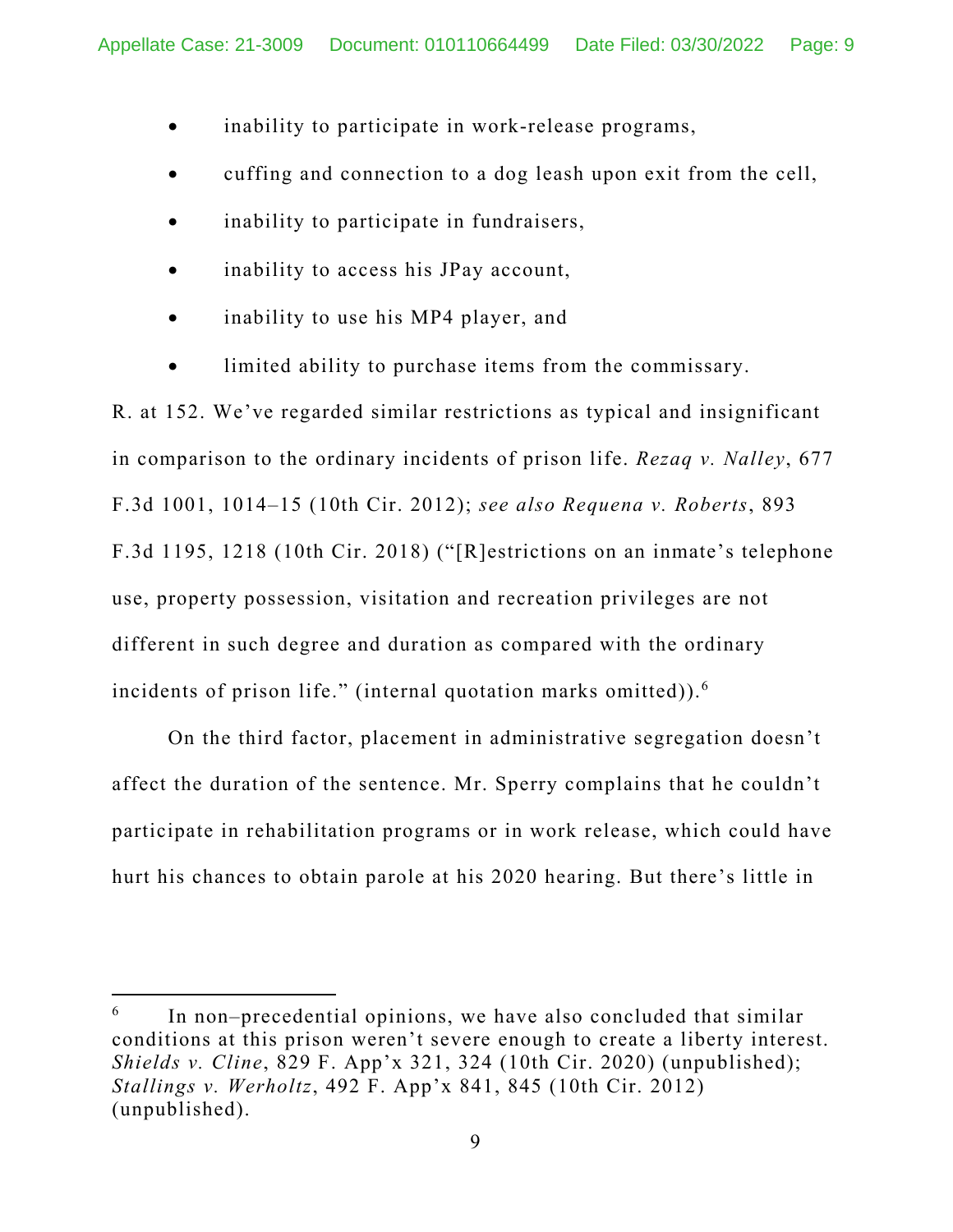- inability to participate in work-release programs,
- cuffing and connection to a dog leash upon exit from the cell,
- inability to participate in fundraisers,
- inability to access his JPay account,
- inability to use his MP4 player, and
- limited ability to purchase items from the commissary.

R. at 152. We've regarded similar restrictions as typical and insignificant in comparison to the ordinary incidents of prison life. *Rezaq v. Nalley*, 677 F.3d 1001, 1014–15 (10th Cir. 2012); *see also Requena v. Roberts*, 893 F.3d 1195, 1218 (10th Cir. 2018) ("[R]estrictions on an inmate's telephone use, property possession, visitation and recreation privileges are not different in such degree and duration as compared with the ordinary incidents of prison life." (internal quotation marks omitted)).[6]

On the third factor, placement in administrative segregation doesn't affect the duration of the sentence. Mr. Sperry complains that he couldn't participate in rehabilitation programs or in work release, which could have hurt his chances to obtain parole at his 2020 hearing. But there's little in

[6] In non–precedential opinions, we have also concluded that similar conditions at this prison weren't severe enough to create a liberty interest. *Shields v. Cline*, 829 F. App'x 321, 324 (10th Cir. 2020) (unpublished); *Stallings v. Werholtz*, 492 F. App'x 841, 845 (10th Cir. 2012) (unpublished).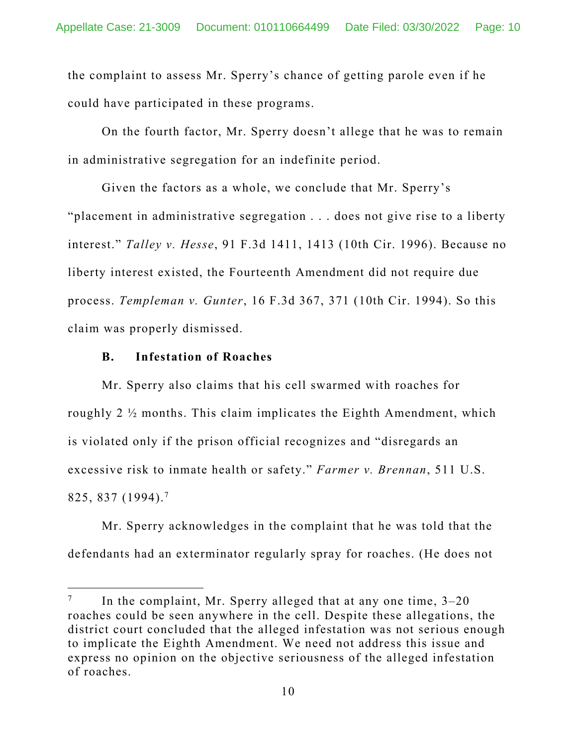the complaint to assess Mr. Sperry's chance of getting parole even if he could have participated in these programs.

On the fourth factor, Mr. Sperry doesn't allege that he was to remain in administrative segregation for an indefinite period.

Given the factors as a whole, we conclude that Mr. Sperry's "placement in administrative segregation . . . does not give rise to a liberty interest." *Talley v. Hesse*, 91 F.3d 1411, 1413 (10th Cir. 1996). Because no liberty interest existed, the Fourteenth Amendment did not require due process. *Templeman v. Gunter*, 16 F.3d 367, 371 (10th Cir. 1994). So this claim was properly dismissed.

### B. Infestation of Roaches

Mr. Sperry also claims that his cell swarmed with roaches for roughly 2 ½ months. This claim implicates the Eighth Amendment, which is violated only if the prison official recognizes and "disregards an excessive risk to inmate health or safety." *Farmer v. Brennan*, 511 U.S. 825, 837 (1994).[7]

Mr. Sperry acknowledges in the complaint that he was told that the defendants had an exterminator regularly spray for roaches. (He does not

---

[7] In the complaint, Mr. Sperry alleged that at any one time, 3–20 roaches could be seen anywhere in the cell. Despite these allegations, the district court concluded that the alleged infestation was not serious enough to implicate the Eighth Amendment. We need not address this issue and express no opinion on the objective seriousness of the alleged infestation of roaches.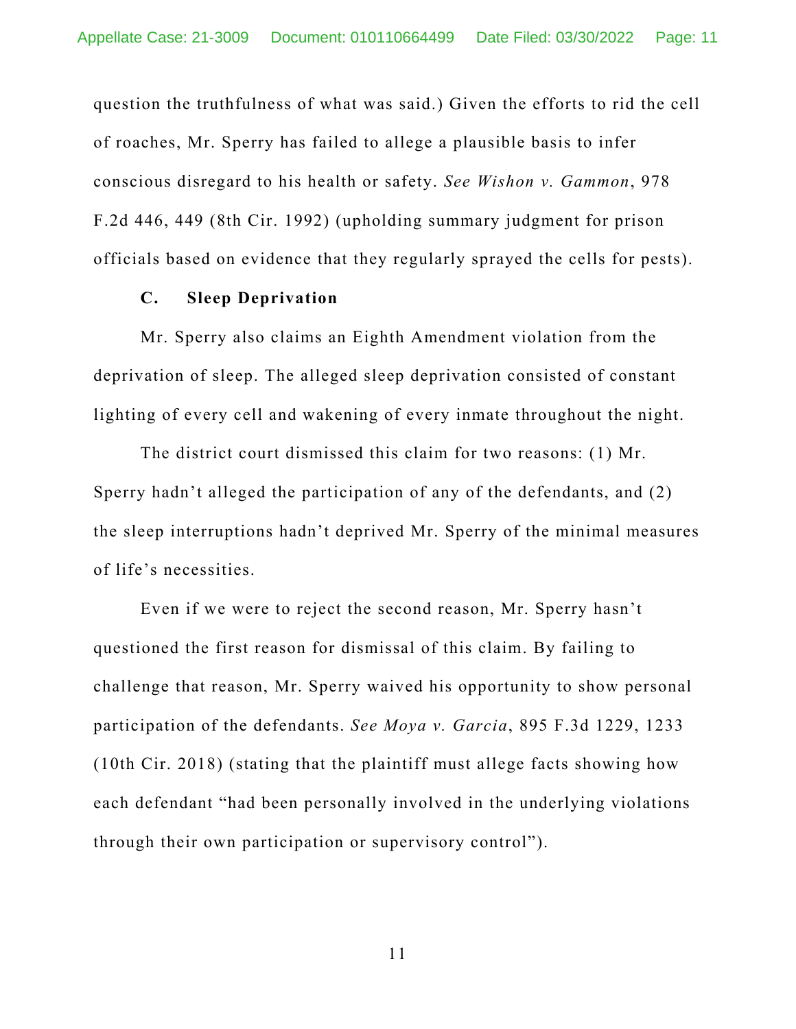question the truthfulness of what was said.) Given the efforts to rid the cell of roaches, Mr. Sperry has failed to allege a plausible basis to infer conscious disregard to his health or safety. *See Wishon v. Gammon*, 978 F.2d 446, 449 (8th Cir. 1992) (upholding summary judgment for prison officials based on evidence that they regularly sprayed the cells for pests).

### C. Sleep Deprivation

Mr. Sperry also claims an Eighth Amendment violation from the deprivation of sleep. The alleged sleep deprivation consisted of constant lighting of every cell and wakening of every inmate throughout the night.

The district court dismissed this claim for two reasons: (1) Mr. Sperry hadn't alleged the participation of any of the defendants, and (2) the sleep interruptions hadn't deprived Mr. Sperry of the minimal measures of life's necessities.

Even if we were to reject the second reason, Mr. Sperry hasn't questioned the first reason for dismissal of this claim. By failing to challenge that reason, Mr. Sperry waived his opportunity to show personal participation of the defendants. *See Moya v. Garcia*, 895 F.3d 1229, 1233 (10th Cir. 2018) (stating that the plaintiff must allege facts showing how each defendant "had been personally involved in the underlying violations through their own participation or supervisory control").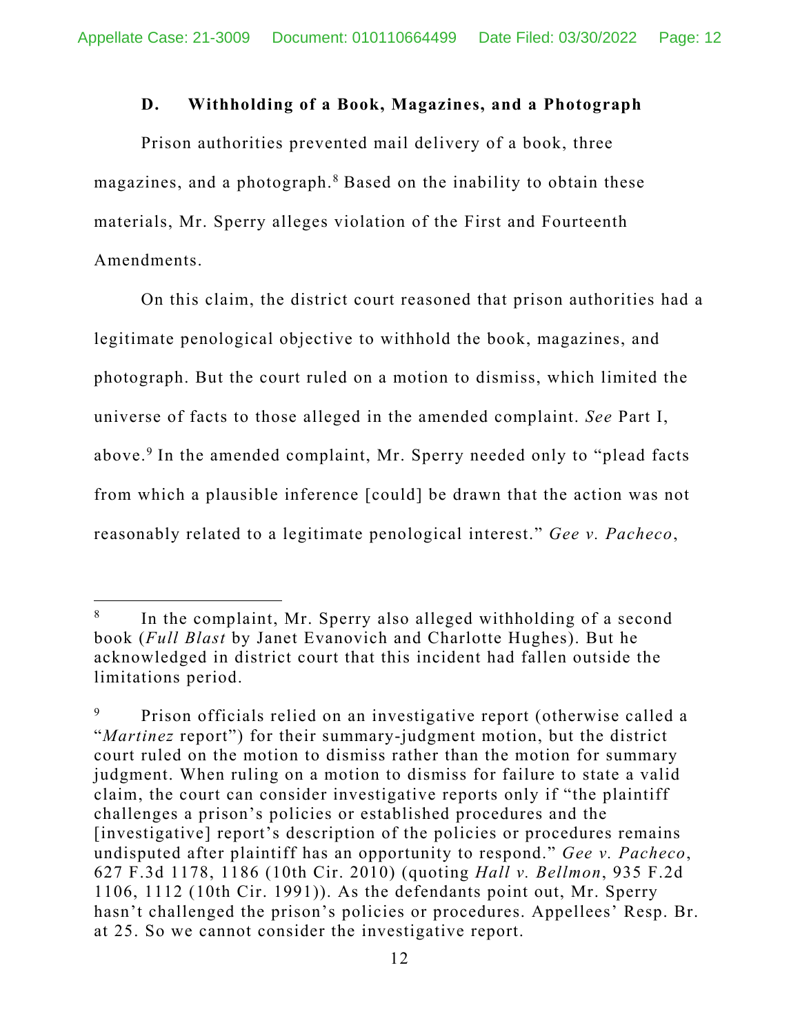### D. Withholding of a Book, Magazines, and a Photograph

Prison authorities prevented mail delivery of a book, three magazines, and a photograph.[8] Based on the inability to obtain these materials, Mr. Sperry alleges violation of the First and Fourteenth Amendments.

On this claim, the district court reasoned that prison authorities had a legitimate penological objective to withhold the book, magazines, and photograph. But the court ruled on a motion to dismiss, which limited the universe of facts to those alleged in the amended complaint. *See* Part I, above.[9] In the amended complaint, Mr. Sperry needed only to "plead facts from which a plausible inference [could] be drawn that the action was not reasonably related to a legitimate penological interest." *Gee v. Pacheco*,

---

[8] In the complaint, Mr. Sperry also alleged withholding of a second book (*Full Blast* by Janet Evanovich and Charlotte Hughes). But he acknowledged in district court that this incident had fallen outside the limitations period.

[9] Prison officials relied on an investigative report (otherwise called a "*Martinez* report") for their summary-judgment motion, but the district court ruled on the motion to dismiss rather than the motion for summary judgment. When ruling on a motion to dismiss for failure to state a valid claim, the court can consider investigative reports only if "the plaintiff challenges a prison's policies or established procedures and the [investigative] report's description of the policies or procedures remains undisputed after plaintiff has an opportunity to respond." *Gee v. Pacheco*, 627 F.3d 1178, 1186 (10th Cir. 2010) (quoting *Hall v. Bellmon*, 935 F.2d 1106, 1112 (10th Cir. 1991)). As the defendants point out, Mr. Sperry hasn't challenged the prison's policies or procedures. Appellees' Resp. Br. at 25. So we cannot consider the investigative report.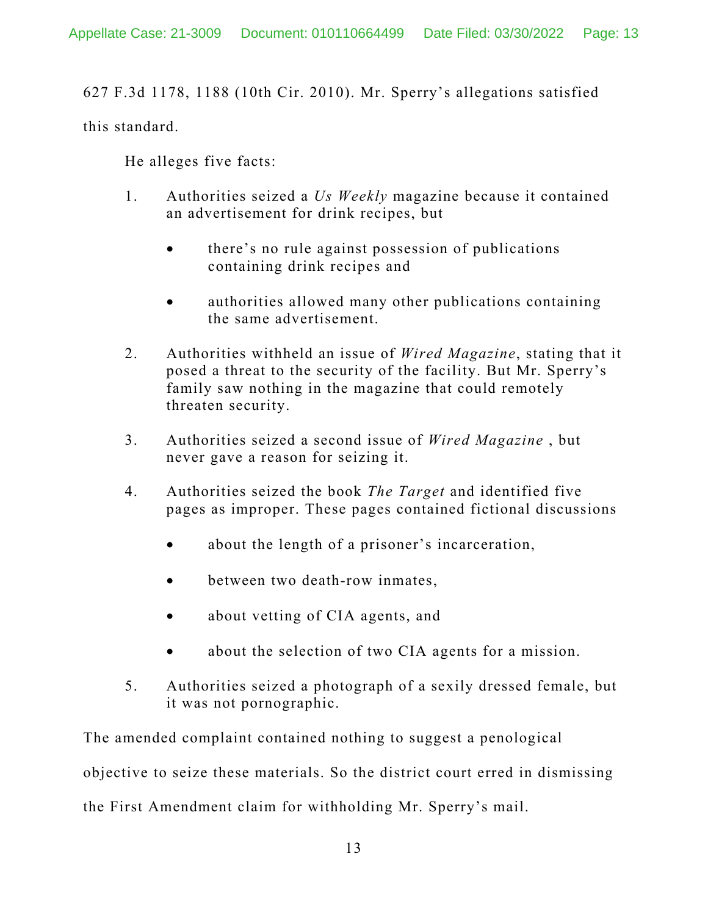627 F.3d 1178, 1188 (10th Cir. 2010). Mr. Sperry's allegations satisfied this standard.

He alleges five facts:

1. Authorities seized a *Us Weekly* magazine because it contained an advertisement for drink recipes, but

   - there's no rule against possession of publications containing drink recipes and

   - authorities allowed many other publications containing the same advertisement.

2. Authorities withheld an issue of *Wired Magazine*, stating that it posed a threat to the security of the facility. But Mr. Sperry's family saw nothing in the magazine that could remotely threaten security.

3. Authorities seized a second issue of *Wired Magazine* , but never gave a reason for seizing it.

4. Authorities seized the book *The Target* and identified five pages as improper. These pages contained fictional discussions

   - about the length of a prisoner's incarceration,

   - between two death-row inmates,

   - about vetting of CIA agents, and

   - about the selection of two CIA agents for a mission.

5. Authorities seized a photograph of a sexily dressed female, but it was not pornographic.

The amended complaint contained nothing to suggest a penological objective to seize these materials. So the district court erred in dismissing the First Amendment claim for withholding Mr. Sperry's mail.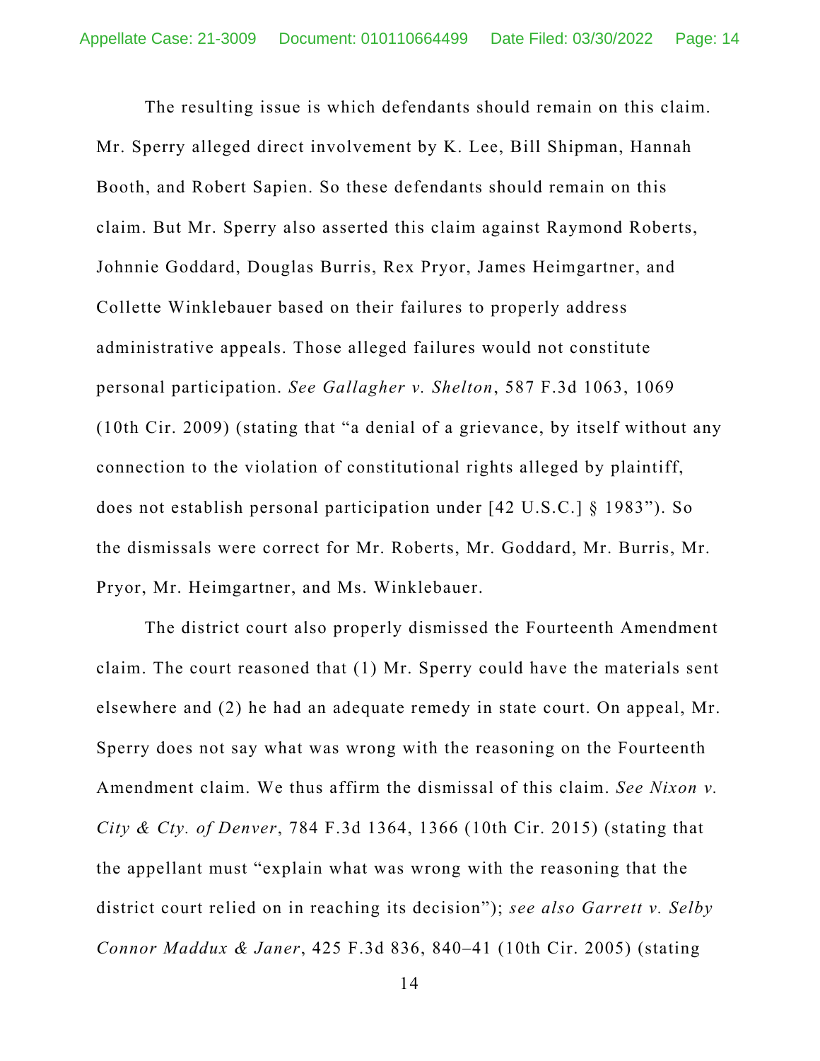The resulting issue is which defendants should remain on this claim. Mr. Sperry alleged direct involvement by K. Lee, Bill Shipman, Hannah Booth, and Robert Sapien. So these defendants should remain on this claim. But Mr. Sperry also asserted this claim against Raymond Roberts, Johnnie Goddard, Douglas Burris, Rex Pryor, James Heimgartner, and Collette Winklebauer based on their failures to properly address administrative appeals. Those alleged failures would not constitute personal participation. *See Gallagher v. Shelton*, 587 F.3d 1063, 1069 (10th Cir. 2009) (stating that "a denial of a grievance, by itself without any connection to the violation of constitutional rights alleged by plaintiff, does not establish personal participation under [42 U.S.C.] § 1983"). So the dismissals were correct for Mr. Roberts, Mr. Goddard, Mr. Burris, Mr. Pryor, Mr. Heimgartner, and Ms. Winklebauer.

The district court also properly dismissed the Fourteenth Amendment claim. The court reasoned that (1) Mr. Sperry could have the materials sent elsewhere and (2) he had an adequate remedy in state court. On appeal, Mr. Sperry does not say what was wrong with the reasoning on the Fourteenth Amendment claim. We thus affirm the dismissal of this claim. *See Nixon v. City & Cty. of Denver*, 784 F.3d 1364, 1366 (10th Cir. 2015) (stating that the appellant must "explain what was wrong with the reasoning that the district court relied on in reaching its decision"); *see also Garrett v. Selby Connor Maddux & Janer*, 425 F.3d 836, 840–41 (10th Cir. 2005) (stating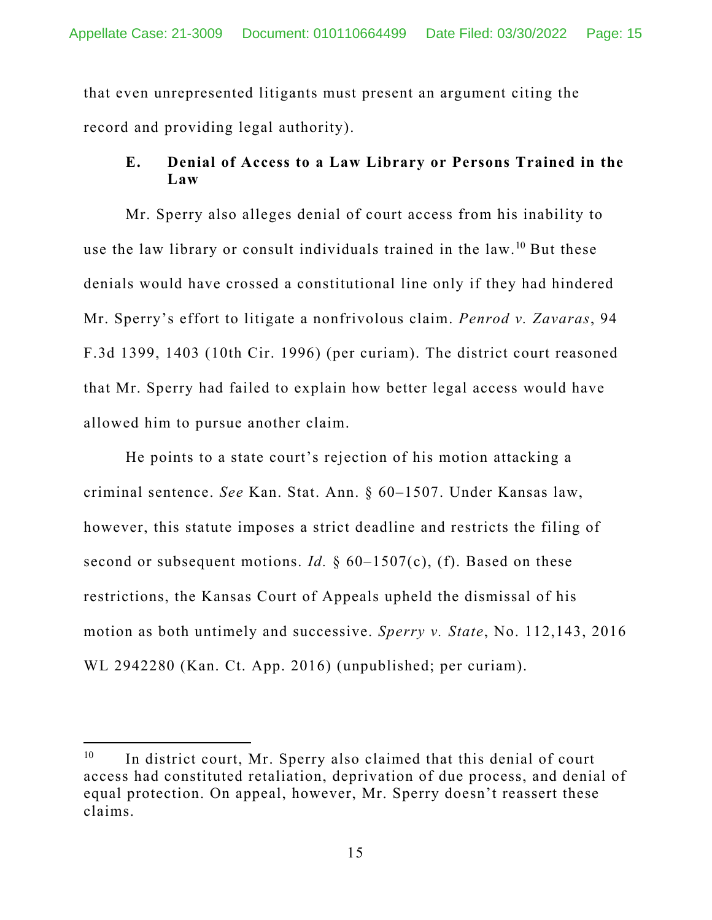that even unrepresented litigants must present an argument citing the record and providing legal authority).

### E. Denial of Access to a Law Library or Persons Trained in the Law

Mr. Sperry also alleges denial of court access from his inability to use the law library or consult individuals trained in the law.[10] But these denials would have crossed a constitutional line only if they had hindered Mr. Sperry's effort to litigate a nonfrivolous claim. *Penrod v. Zavaras*, 94 F.3d 1399, 1403 (10th Cir. 1996) (per curiam). The district court reasoned that Mr. Sperry had failed to explain how better legal access would have allowed him to pursue another claim.

He points to a state court's rejection of his motion attacking a criminal sentence. *See* Kan. Stat. Ann. § 60–1507. Under Kansas law, however, this statute imposes a strict deadline and restricts the filing of second or subsequent motions. *Id.* § 60–1507(c), (f). Based on these restrictions, the Kansas Court of Appeals upheld the dismissal of his motion as both untimely and successive. *Sperry v. State*, No. 112,143, 2016 WL 2942280 (Kan. Ct. App. 2016) (unpublished; per curiam).

---

[10] In district court, Mr. Sperry also claimed that this denial of court access had constituted retaliation, deprivation of due process, and denial of equal protection. On appeal, however, Mr. Sperry doesn't reassert these claims.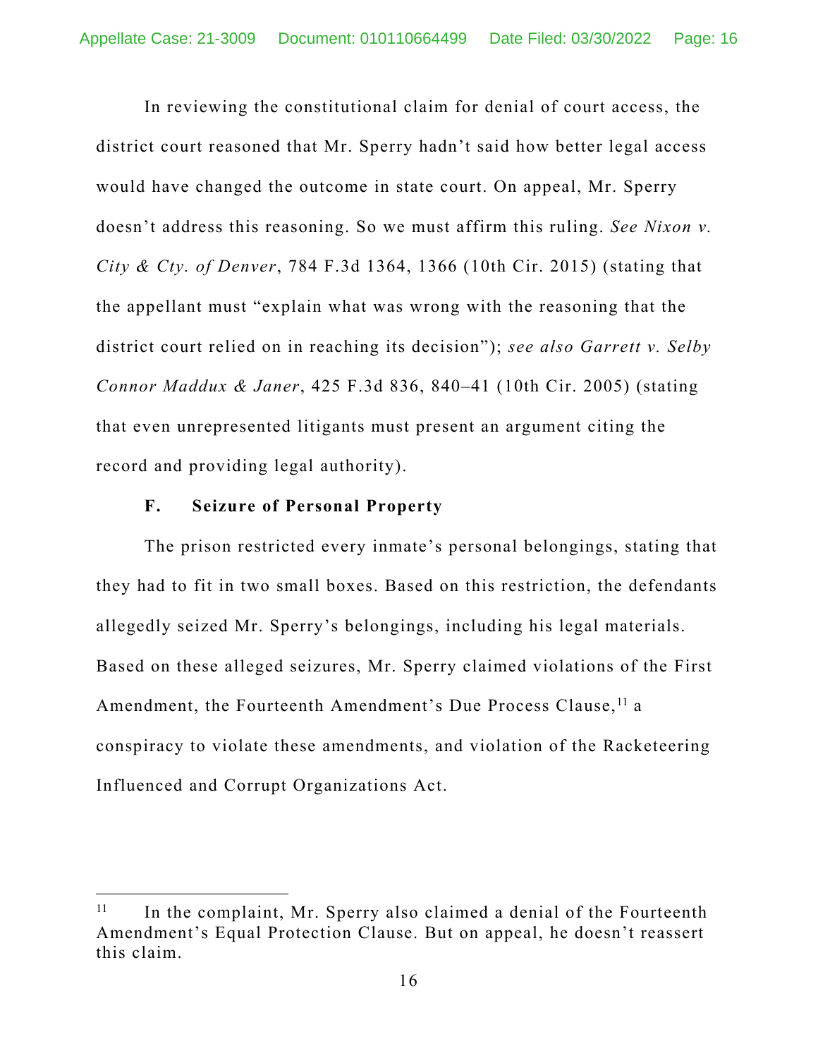In reviewing the constitutional claim for denial of court access, the district court reasoned that Mr. Sperry hadn't said how better legal access would have changed the outcome in state court. On appeal, Mr. Sperry doesn't address this reasoning. So we must affirm this ruling. *See Nixon v. City & Cty. of Denver*, 784 F.3d 1364, 1366 (10th Cir. 2015) (stating that the appellant must "explain what was wrong with the reasoning that the district court relied on in reaching its decision"); *see also Garrett v. Selby Connor Maddux & Janer*, 425 F.3d 836, 840–41 (10th Cir. 2005) (stating that even unrepresented litigants must present an argument citing the record and providing legal authority).

### F. Seizure of Personal Property

The prison restricted every inmate's personal belongings, stating that they had to fit in two small boxes. Based on this restriction, the defendants allegedly seized Mr. Sperry's belongings, including his legal materials. Based on these alleged seizures, Mr. Sperry claimed violations of the First Amendment, the Fourteenth Amendment's Due Process Clause,[11] a conspiracy to violate these amendments, and violation of the Racketeering Influenced and Corrupt Organizations Act.

---

[11] In the complaint, Mr. Sperry also claimed a denial of the Fourteenth Amendment's Equal Protection Clause. But on appeal, he doesn't reassert this claim.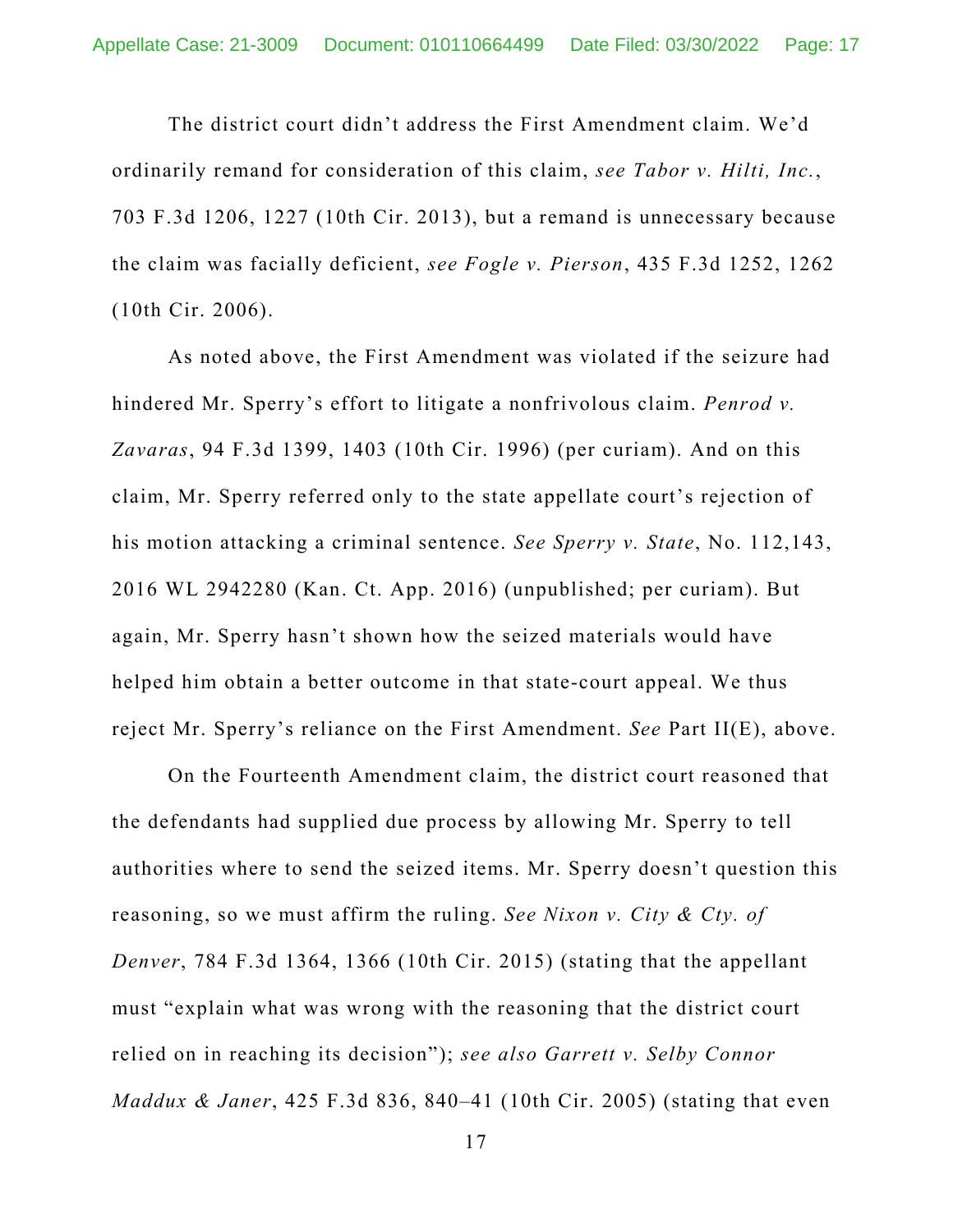The district court didn't address the First Amendment claim. We'd ordinarily remand for consideration of this claim, *see Tabor v. Hilti, Inc.*, 703 F.3d 1206, 1227 (10th Cir. 2013), but a remand is unnecessary because the claim was facially deficient, *see Fogle v. Pierson*, 435 F.3d 1252, 1262 (10th Cir. 2006).

As noted above, the First Amendment was violated if the seizure had hindered Mr. Sperry's effort to litigate a nonfrivolous claim. *Penrod v. Zavaras*, 94 F.3d 1399, 1403 (10th Cir. 1996) (per curiam). And on this claim, Mr. Sperry referred only to the state appellate court's rejection of his motion attacking a criminal sentence. *See Sperry v. State*, No. 112,143, 2016 WL 2942280 (Kan. Ct. App. 2016) (unpublished; per curiam). But again, Mr. Sperry hasn't shown how the seized materials would have helped him obtain a better outcome in that state-court appeal. We thus reject Mr. Sperry's reliance on the First Amendment. *See* Part II(E), above.

On the Fourteenth Amendment claim, the district court reasoned that the defendants had supplied due process by allowing Mr. Sperry to tell authorities where to send the seized items. Mr. Sperry doesn't question this reasoning, so we must affirm the ruling. *See Nixon v. City & Cty. of Denver*, 784 F.3d 1364, 1366 (10th Cir. 2015) (stating that the appellant must "explain what was wrong with the reasoning that the district court relied on in reaching its decision"); *see also Garrett v. Selby Connor Maddux & Janer*, 425 F.3d 836, 840–41 (10th Cir. 2005) (stating that even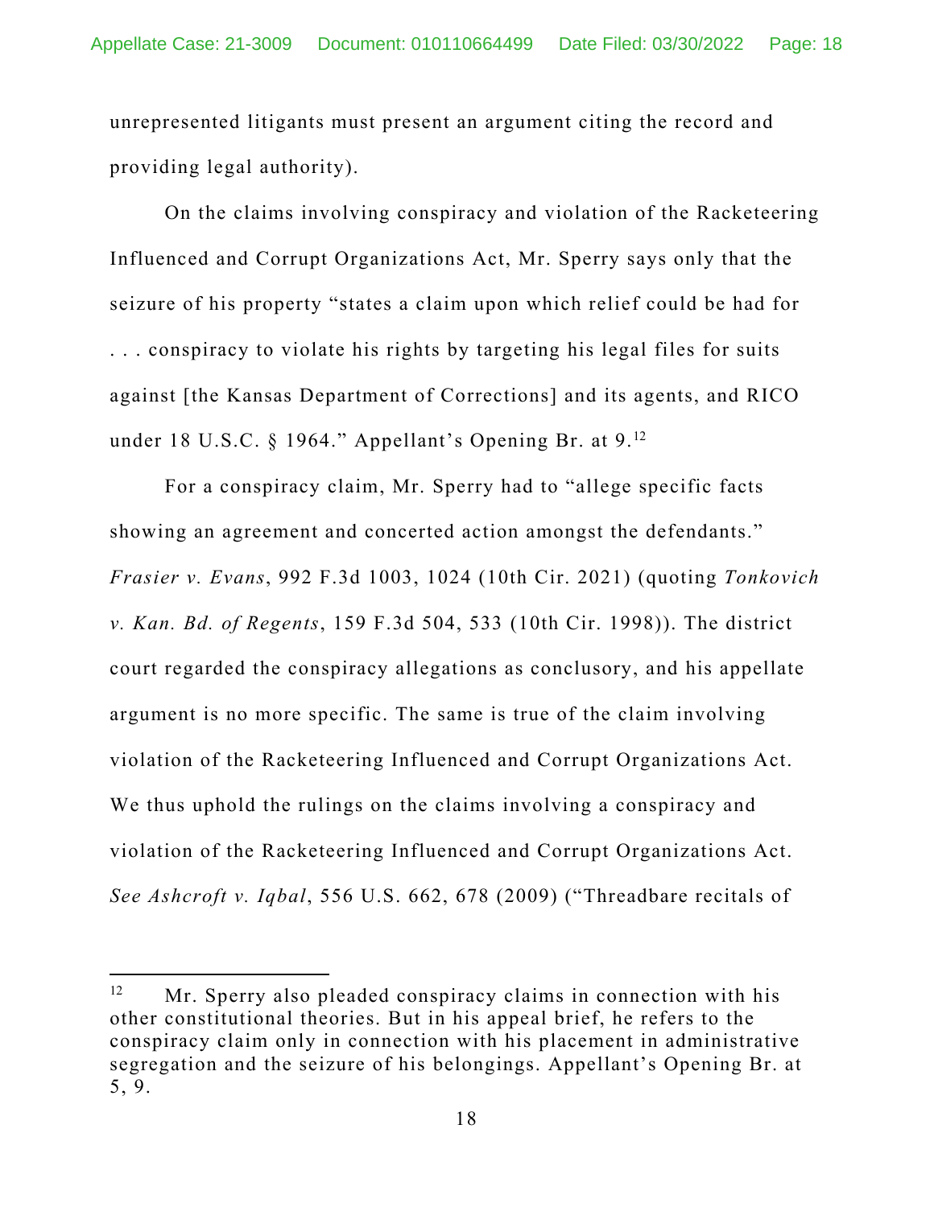unrepresented litigants must present an argument citing the record and providing legal authority).

On the claims involving conspiracy and violation of the Racketeering Influenced and Corrupt Organizations Act, Mr. Sperry says only that the seizure of his property "states a claim upon which relief could be had for . . . conspiracy to violate his rights by targeting his legal files for suits against [the Kansas Department of Corrections] and its agents, and RICO under 18 U.S.C. § 1964." Appellant's Opening Br. at 9.[12]

For a conspiracy claim, Mr. Sperry had to "allege specific facts showing an agreement and concerted action amongst the defendants." *Frasier v. Evans*, 992 F.3d 1003, 1024 (10th Cir. 2021) (quoting *Tonkovich v. Kan. Bd. of Regents*, 159 F.3d 504, 533 (10th Cir. 1998)). The district court regarded the conspiracy allegations as conclusory, and his appellate argument is no more specific. The same is true of the claim involving violation of the Racketeering Influenced and Corrupt Organizations Act. We thus uphold the rulings on the claims involving a conspiracy and violation of the Racketeering Influenced and Corrupt Organizations Act. *See Ashcroft v. Iqbal*, 556 U.S. 662, 678 (2009) ("Threadbare recitals of

---

[12] Mr. Sperry also pleaded conspiracy claims in connection with his other constitutional theories. But in his appeal brief, he refers to the conspiracy claim only in connection with his placement in administrative segregation and the seizure of his belongings. Appellant's Opening Br. at 5, 9.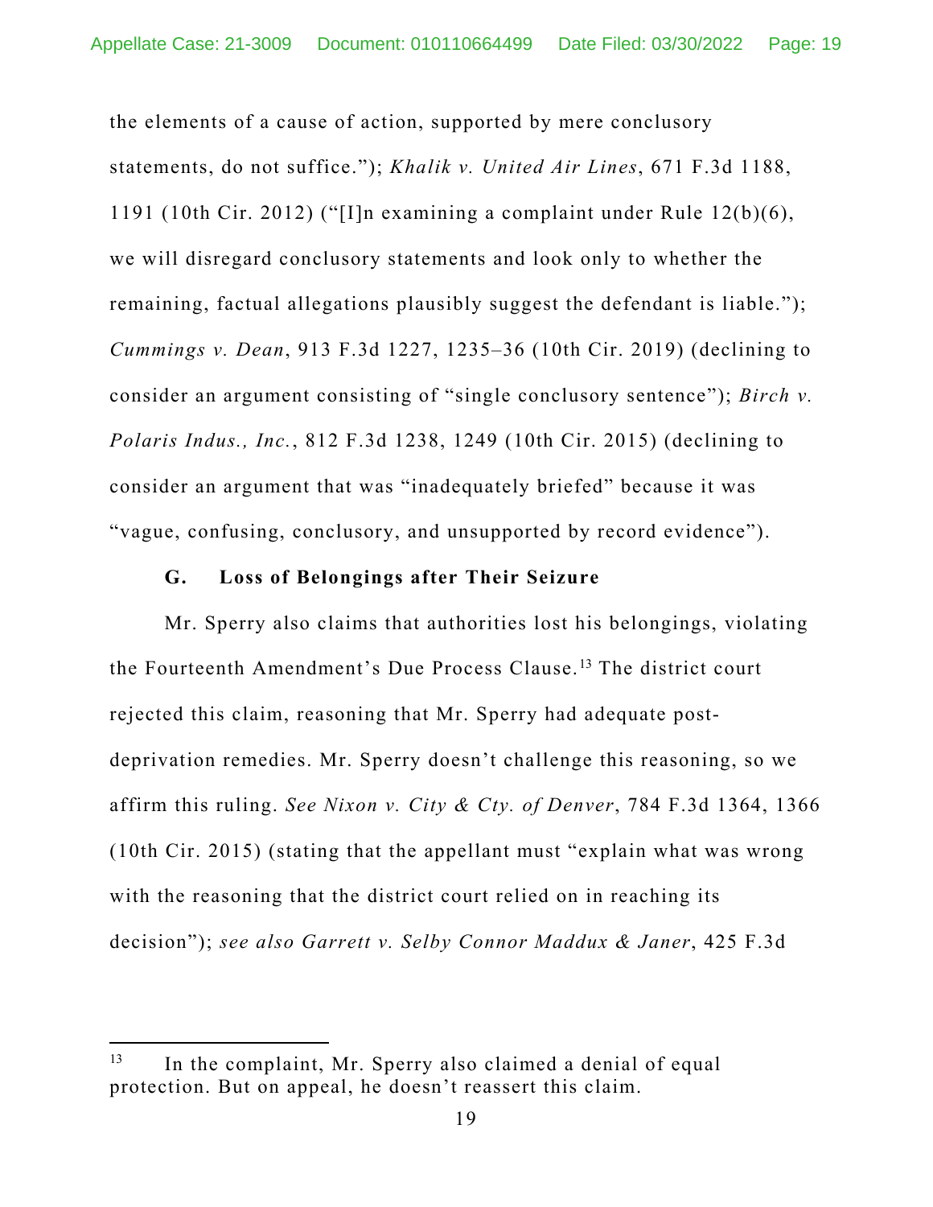the elements of a cause of action, supported by mere conclusory statements, do not suffice."); *Khalik v. United Air Lines*, 671 F.3d 1188, 1191 (10th Cir. 2012) ("[I]n examining a complaint under Rule 12(b)(6), we will disregard conclusory statements and look only to whether the remaining, factual allegations plausibly suggest the defendant is liable."); *Cummings v. Dean*, 913 F.3d 1227, 1235–36 (10th Cir. 2019) (declining to consider an argument consisting of "single conclusory sentence"); *Birch v. Polaris Indus., Inc.*, 812 F.3d 1238, 1249 (10th Cir. 2015) (declining to consider an argument that was "inadequately briefed" because it was "vague, confusing, conclusory, and unsupported by record evidence").

### G. Loss of Belongings after Their Seizure

Mr. Sperry also claims that authorities lost his belongings, violating the Fourteenth Amendment's Due Process Clause.[13] The district court rejected this claim, reasoning that Mr. Sperry had adequate post-deprivation remedies. Mr. Sperry doesn't challenge this reasoning, so we affirm this ruling. *See Nixon v. City & Cty. of Denver*, 784 F.3d 1364, 1366 (10th Cir. 2015) (stating that the appellant must "explain what was wrong with the reasoning that the district court relied on in reaching its decision"); *see also Garrett v. Selby Connor Maddux & Janer*, 425 F.3d

---

[13] In the complaint, Mr. Sperry also claimed a denial of equal protection. But on appeal, he doesn't reassert this claim.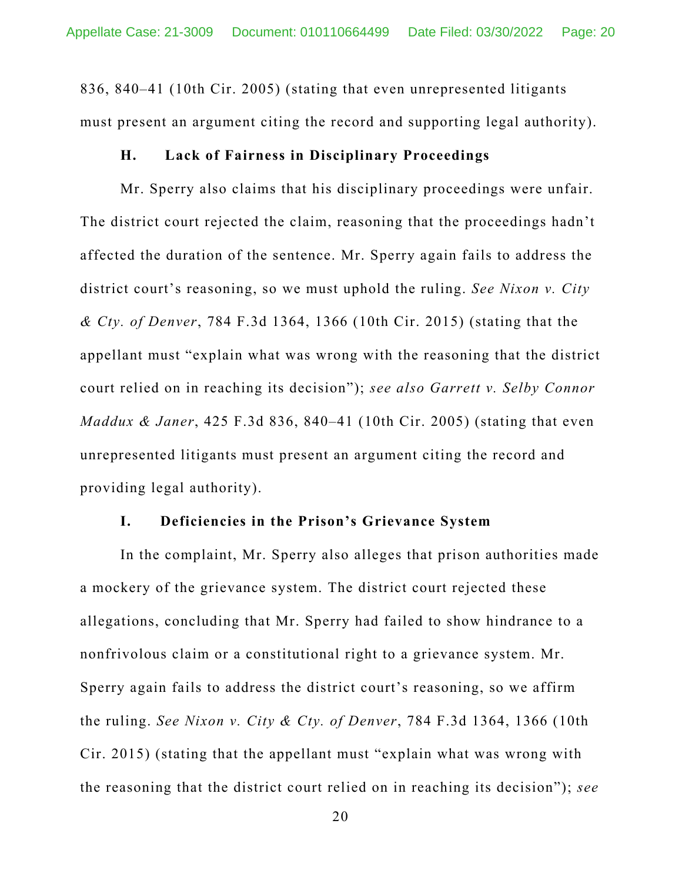836, 840–41 (10th Cir. 2005) (stating that even unrepresented litigants must present an argument citing the record and supporting legal authority).

### H. Lack of Fairness in Disciplinary Proceedings

Mr. Sperry also claims that his disciplinary proceedings were unfair. The district court rejected the claim, reasoning that the proceedings hadn't affected the duration of the sentence. Mr. Sperry again fails to address the district court's reasoning, so we must uphold the ruling. *See Nixon v. City & Cty. of Denver*, 784 F.3d 1364, 1366 (10th Cir. 2015) (stating that the appellant must "explain what was wrong with the reasoning that the district court relied on in reaching its decision"); *see also Garrett v. Selby Connor Maddux & Janer*, 425 F.3d 836, 840–41 (10th Cir. 2005) (stating that even unrepresented litigants must present an argument citing the record and providing legal authority).

### I. Deficiencies in the Prison's Grievance System

In the complaint, Mr. Sperry also alleges that prison authorities made a mockery of the grievance system. The district court rejected these allegations, concluding that Mr. Sperry had failed to show hindrance to a nonfrivolous claim or a constitutional right to a grievance system. Mr. Sperry again fails to address the district court's reasoning, so we affirm the ruling. *See Nixon v. City & Cty. of Denver*, 784 F.3d 1364, 1366 (10th Cir. 2015) (stating that the appellant must "explain what was wrong with the reasoning that the district court relied on in reaching its decision"); *see*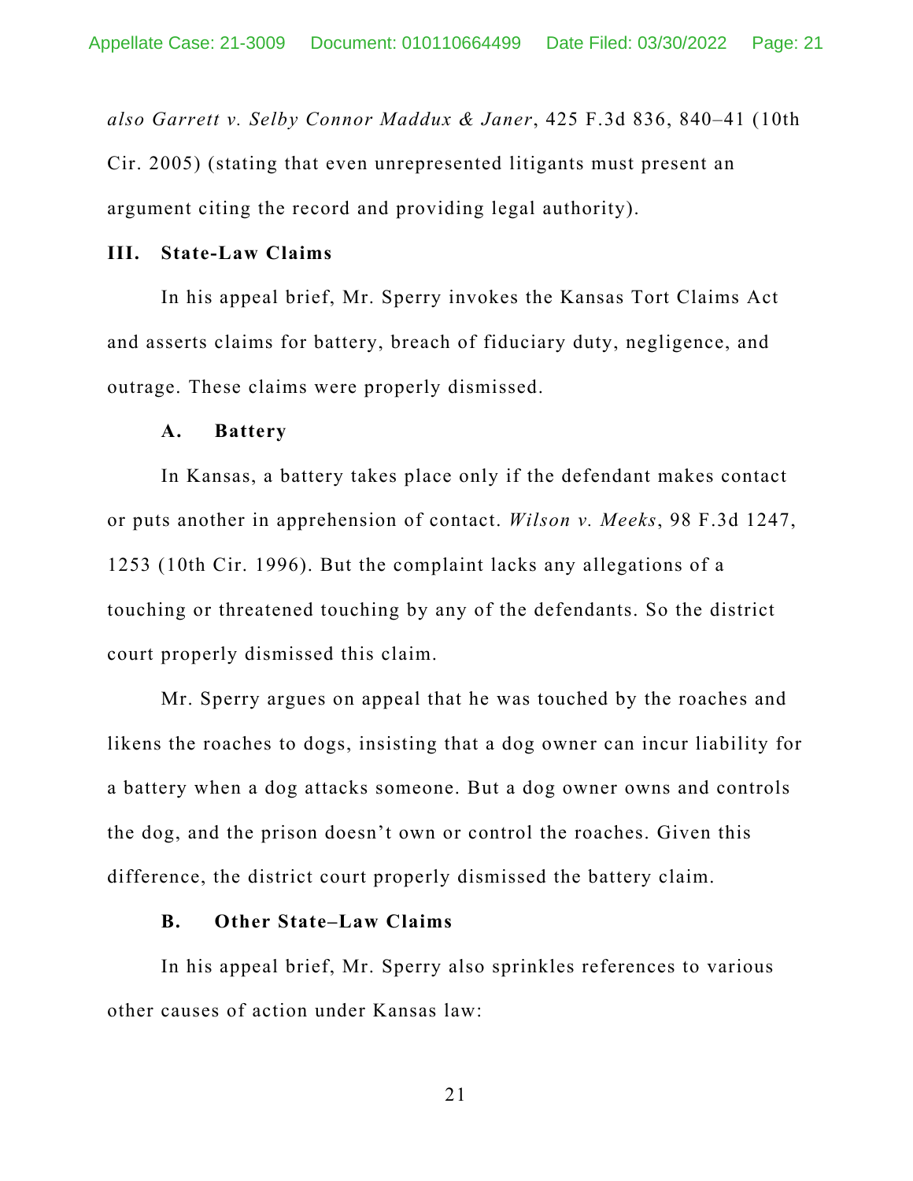*also Garrett v. Selby Connor Maddux & Janer*, 425 F.3d 836, 840–41 (10th Cir. 2005) (stating that even unrepresented litigants must present an argument citing the record and providing legal authority).

## III. State-Law Claims

In his appeal brief, Mr. Sperry invokes the Kansas Tort Claims Act and asserts claims for battery, breach of fiduciary duty, negligence, and outrage. These claims were properly dismissed.

### A. Battery

In Kansas, a battery takes place only if the defendant makes contact or puts another in apprehension of contact. *Wilson v. Meeks*, 98 F.3d 1247, 1253 (10th Cir. 1996). But the complaint lacks any allegations of a touching or threatened touching by any of the defendants. So the district court properly dismissed this claim.

Mr. Sperry argues on appeal that he was touched by the roaches and likens the roaches to dogs, insisting that a dog owner can incur liability for a battery when a dog attacks someone. But a dog owner owns and controls the dog, and the prison doesn't own or control the roaches. Given this difference, the district court properly dismissed the battery claim.

### B. Other State–Law Claims

In his appeal brief, Mr. Sperry also sprinkles references to various other causes of action under Kansas law: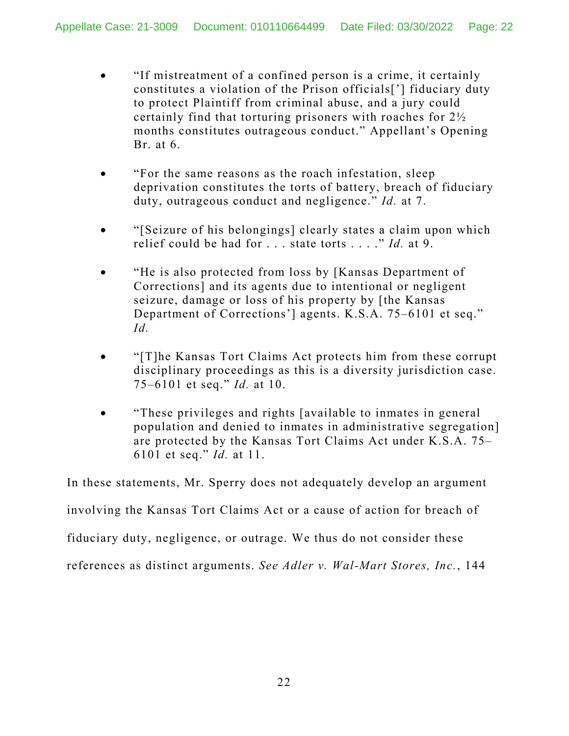- "If mistreatment of a confined person is a crime, it certainly constitutes a violation of the Prison officials['] fiduciary duty to protect Plaintiff from criminal abuse, and a jury could certainly find that torturing prisoners with roaches for 2½ months constitutes outrageous conduct." Appellant's Opening Br. at 6.

- "For the same reasons as the roach infestation, sleep deprivation constitutes the torts of battery, breach of fiduciary duty, outrageous conduct and negligence." *Id.* at 7.

- "[Seizure of his belongings] clearly states a claim upon which relief could be had for . . . state torts . . . ." *Id.* at 9.

- "He is also protected from loss by [Kansas Department of Corrections] and its agents due to intentional or negligent seizure, damage or loss of his property by [the Kansas Department of Corrections'] agents. K.S.A. 75–6101 et seq." *Id.*

- "[T]he Kansas Tort Claims Act protects him from these corrupt disciplinary proceedings as this is a diversity jurisdiction case. 75–6101 et seq." *Id.* at 10.

- "These privileges and rights [available to inmates in general population and denied to inmates in administrative segregation] are protected by the Kansas Tort Claims Act under K.S.A. 75–6101 et seq." *Id.* at 11.

In these statements, Mr. Sperry does not adequately develop an argument involving the Kansas Tort Claims Act or a cause of action for breach of fiduciary duty, negligence, or outrage. We thus do not consider these references as distinct arguments. *See Adler v. Wal-Mart Stores, Inc.*, 144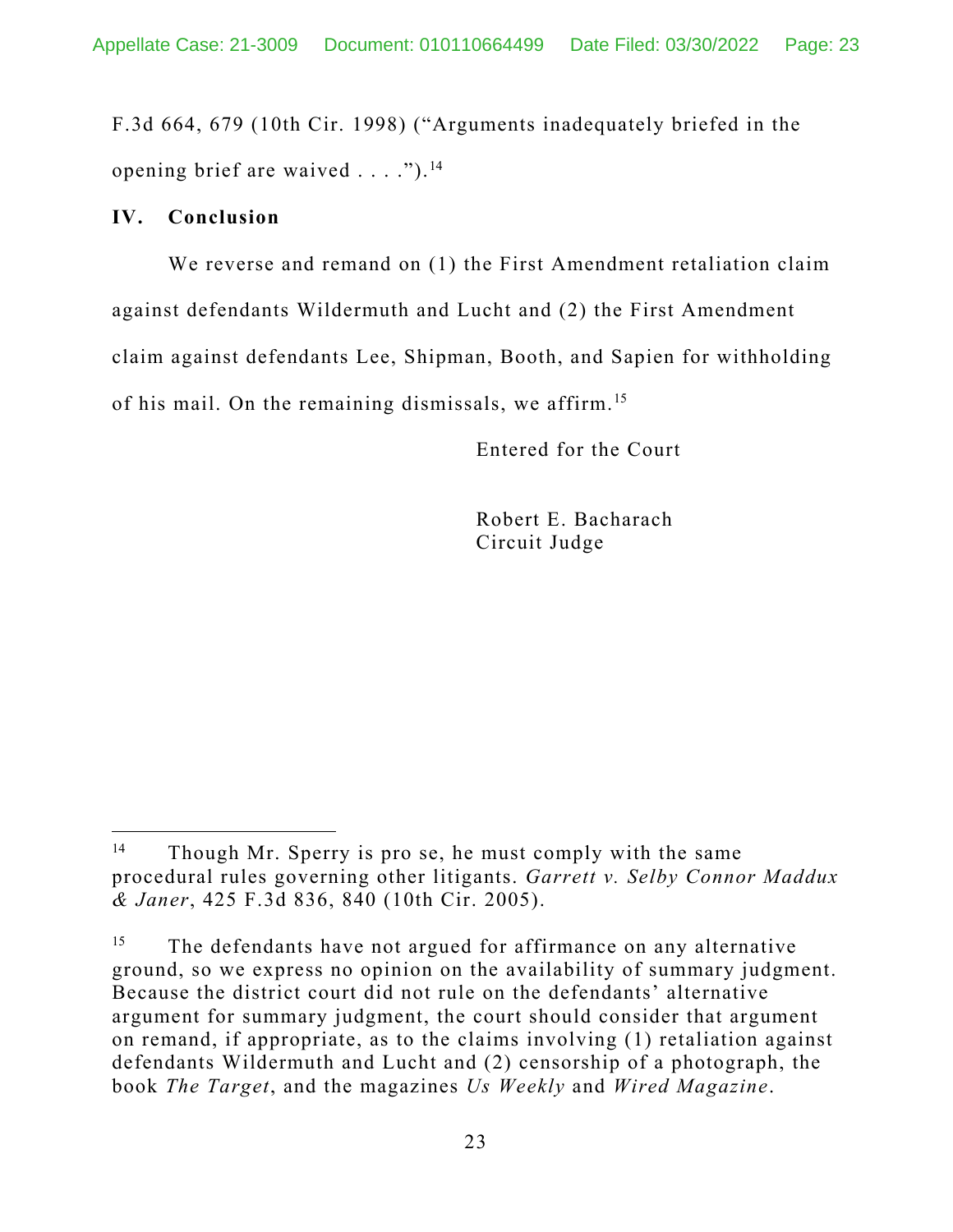F.3d 664, 679 (10th Cir. 1998) ("Arguments inadequately briefed in the opening brief are waived . . . .").[14]

## IV. Conclusion

We reverse and remand on (1) the First Amendment retaliation claim against defendants Wildermuth and Lucht and (2) the First Amendment claim against defendants Lee, Shipman, Booth, and Sapien for withholding of his mail. On the remaining dismissals, we affirm.[15]

Entered for the Court

Robert E. Bacharach
Circuit Judge

---

[14] Though Mr. Sperry is pro se, he must comply with the same procedural rules governing other litigants. *Garrett v. Selby Connor Maddux & Janer*, 425 F.3d 836, 840 (10th Cir. 2005).

[15] The defendants have not argued for affirmance on any alternative ground, so we express no opinion on the availability of summary judgment. Because the district court did not rule on the defendants' alternative argument for summary judgment, the court should consider that argument on remand, if appropriate, as to the claims involving (1) retaliation against defendants Wildermuth and Lucht and (2) censorship of a photograph, the book *The Target*, and the magazines *Us Weekly* and *Wired Magazine*.